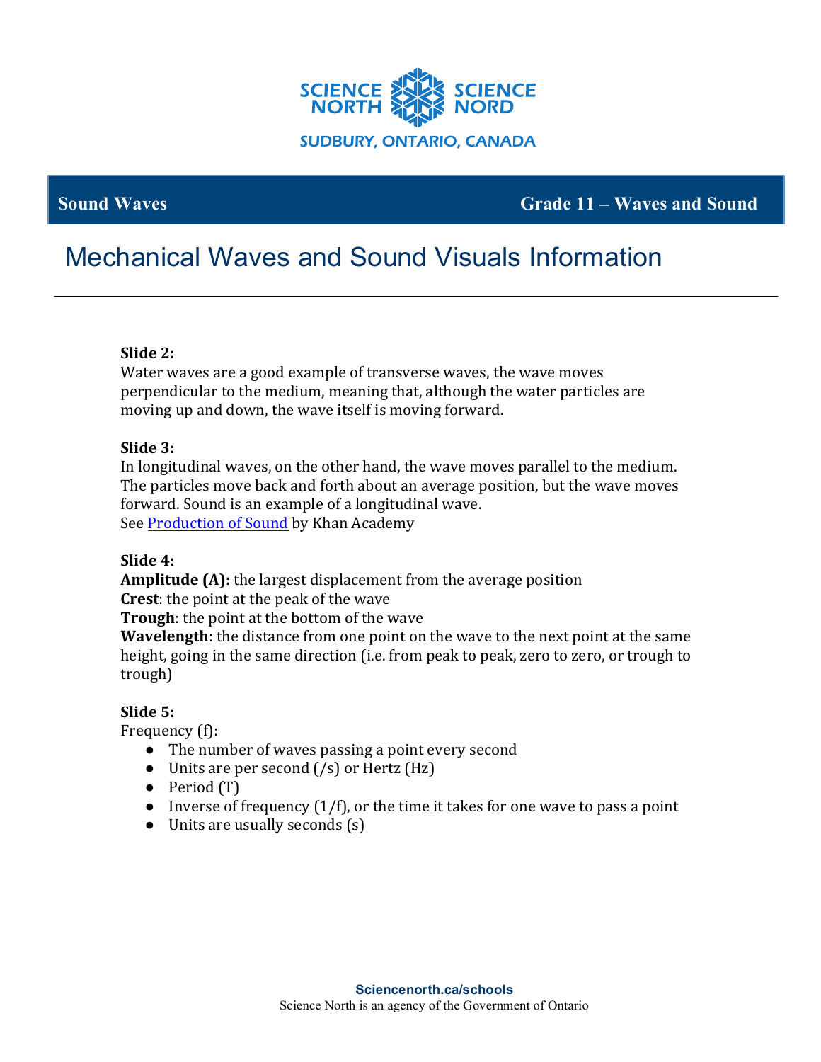**Sound Waves** | **Grade 11 – Waves and Sound**

# Mechanical Waves and Sound Visuals Information

---

**Slide 2:**
Water waves are a good example of transverse waves, the wave moves perpendicular to the medium, meaning that, although the water particles are moving up and down, the wave itself is moving forward.

**Slide 3:**
In longitudinal waves, on the other hand, the wave moves parallel to the medium. The particles move back and forth about an average position, but the wave moves forward. Sound is an example of a longitudinal wave.
See Production of Sound by Khan Academy

**Slide 4:**
**Amplitude (A):** the largest displacement from the average position
**Crest**: the point at the peak of the wave
**Trough**: the point at the bottom of the wave
**Wavelength**: the distance from one point on the wave to the next point at the same height, going in the same direction (i.e. from peak to peak, zero to zero, or trough to trough)

**Slide 5:**
Frequency (f):

- The number of waves passing a point every second
- Units are per second (/s) or Hertz (Hz)
- Period (T)
- Inverse of frequency (1/f), or the time it takes for one wave to pass a point
- Units are usually seconds (s)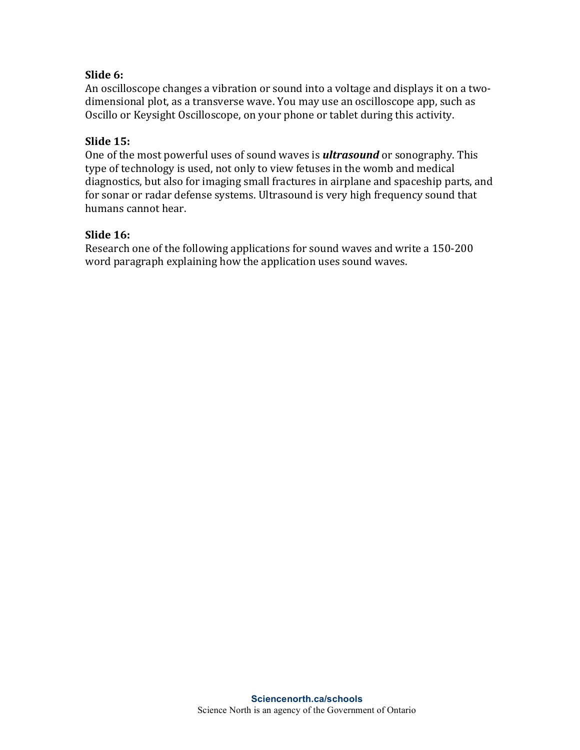**Slide 6:**
An oscilloscope changes a vibration or sound into a voltage and displays it on a two-dimensional plot, as a transverse wave. You may use an oscilloscope app, such as Oscillo or Keysight Oscilloscope, on your phone or tablet during this activity.

**Slide 15:**
One of the most powerful uses of sound waves is ***ultrasound*** or sonography. This type of technology is used, not only to view fetuses in the womb and medical diagnostics, but also for imaging small fractures in airplane and spaceship parts, and for sonar or radar defense systems. Ultrasound is very high frequency sound that humans cannot hear.

**Slide 16:**
Research one of the following applications for sound waves and write a 150-200 word paragraph explaining how the application uses sound waves.